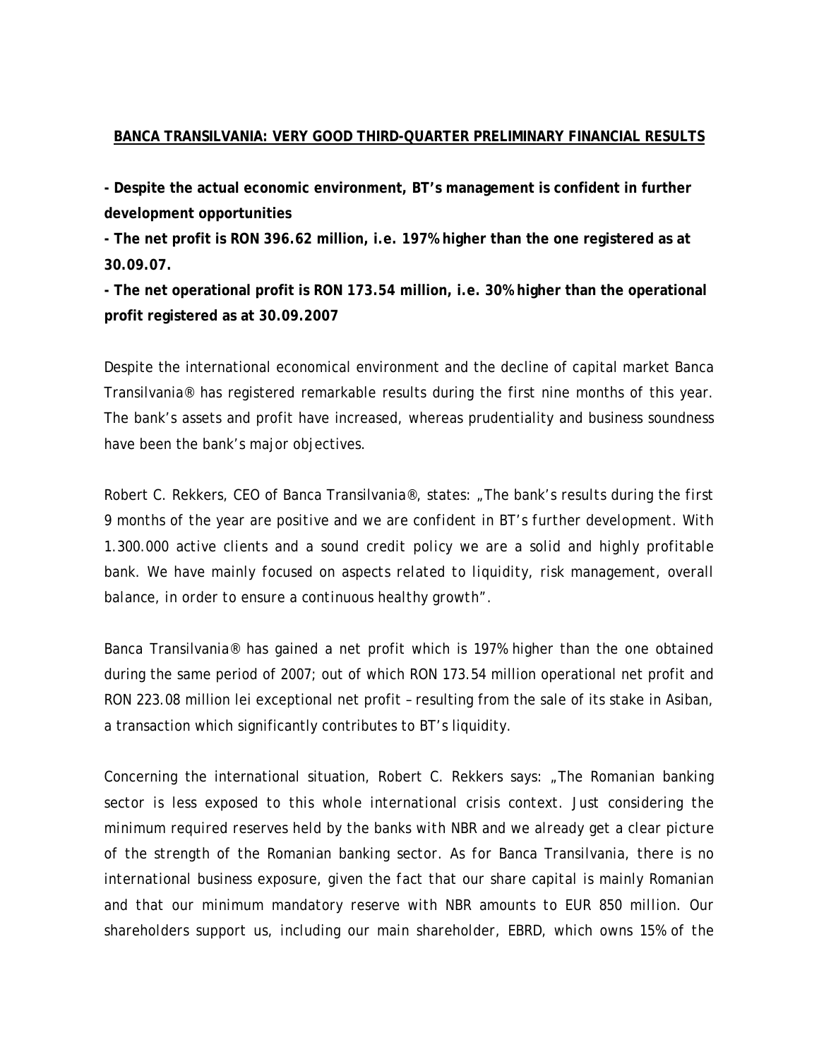# BANCA TRANSILVANIA: VERY GOOD THIRD-QUARTER PRELIMINARY FINANCIAL RESULTS

**- Despite the actual economic environment, BT's management is confident in further development opportunities**

**- The net profit is RON 396.62 million, i.e. 197% higher than the one registered as at 30.09.07.**

**- The net operational profit is RON 173.54 million, i.e. 30% higher than the operational profit registered as at 30.09.2007**

Despite the international economical environment and the decline of capital market Banca Transilvania® has registered remarkable results during the first nine months of this year. The bank's assets and profit have increased, whereas prudentiality and business soundness have been the bank's major objectives.

Robert C. Rekkers, CEO of Banca Transilvania®, states: *„The bank's results during the first 9 months of the year are positive and we are confident in BT's further development. With 1.300.000 active clients and a sound credit policy we are a solid and highly profitable bank. We have mainly focused on aspects related to liquidity, risk management, overall balance, in order to ensure a continuous healthy growth"*.

Banca Transilvania® has gained a net profit which is 197% higher than the one obtained during the same period of 2007; out of which RON 173.54 million operational net profit and RON 223.08 million lei exceptional net profit – resulting from the sale of its stake in Asiban, a transaction which significantly contributes to BT's liquidity.

Concerning the international situation, Robert C. Rekkers says: *„The Romanian banking sector is less exposed to this whole international crisis context. Just considering the minimum required reserves held by the banks with NBR and we already get a clear picture of the strength of the Romanian banking sector. As for Banca Transilvania, there is no international business exposure, given the fact that our share capital is mainly Romanian and that our minimum mandatory reserve with NBR amounts to EUR 850 million. Our shareholders support us, including our main shareholder, EBRD, which owns 15% of the*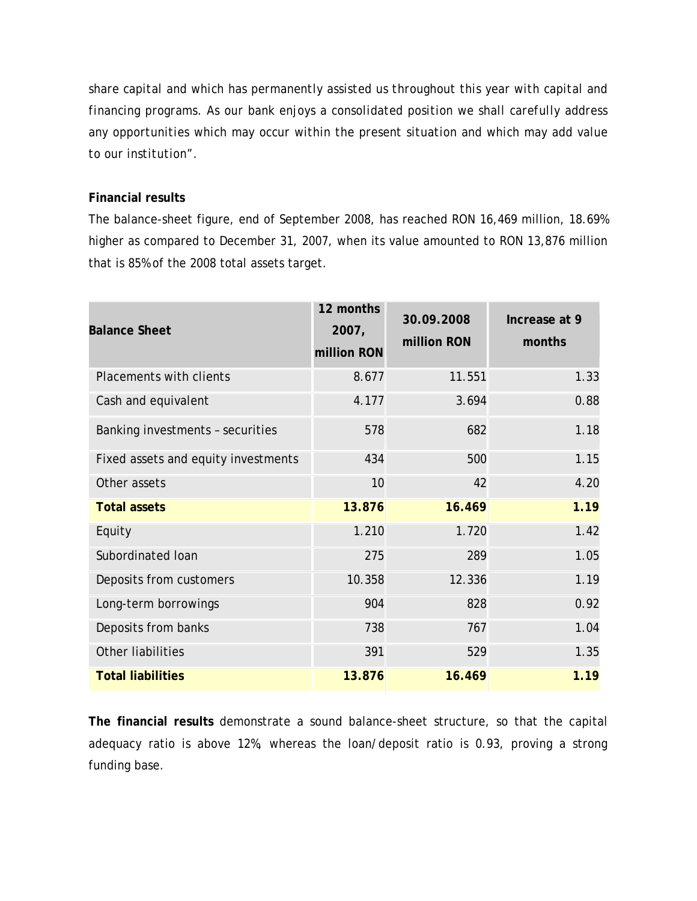share capital and which has permanently assisted us throughout this year with capital and financing programs. As our bank enjoys a consolidated position we shall carefully address any opportunities which may occur within the present situation and which may add value to our institution".

**Financial results**

The balance-sheet figure, end of September 2008, has reached RON 16,469 million, 18.69% higher as compared to December 31, 2007, when its value amounted to RON 13,876 million that is 85% of the 2008 total assets target.

| Balance Sheet | 12 months 2007, million RON | 30.09.2008 million RON | Increase at 9 months |
|---|---|---|---|
| Placements with clients | 8.677 | 11.551 | 1.33 |
| Cash and equivalent | 4.177 | 3.694 | 0.88 |
| Banking investments – securities | 578 | 682 | 1.18 |
| Fixed assets and equity investments | 434 | 500 | 1.15 |
| Other assets | 10 | 42 | 4.20 |
| **Total assets** | **13.876** | **16.469** | **1.19** |
| Equity | 1.210 | 1.720 | 1.42 |
| Subordinated loan | 275 | 289 | 1.05 |
| Deposits from customers | 10.358 | 12.336 | 1.19 |
| Long-term borrowings | 904 | 828 | 0.92 |
| Deposits from banks | 738 | 767 | 1.04 |
| Other liabilities | 391 | 529 | 1.35 |
| **Total liabilities** | **13.876** | **16.469** | **1.19** |

**The financial results** demonstrate a sound balance-sheet structure, so that the capital adequacy ratio is above 12%, whereas the loan/deposit ratio is 0.93, proving a strong funding base.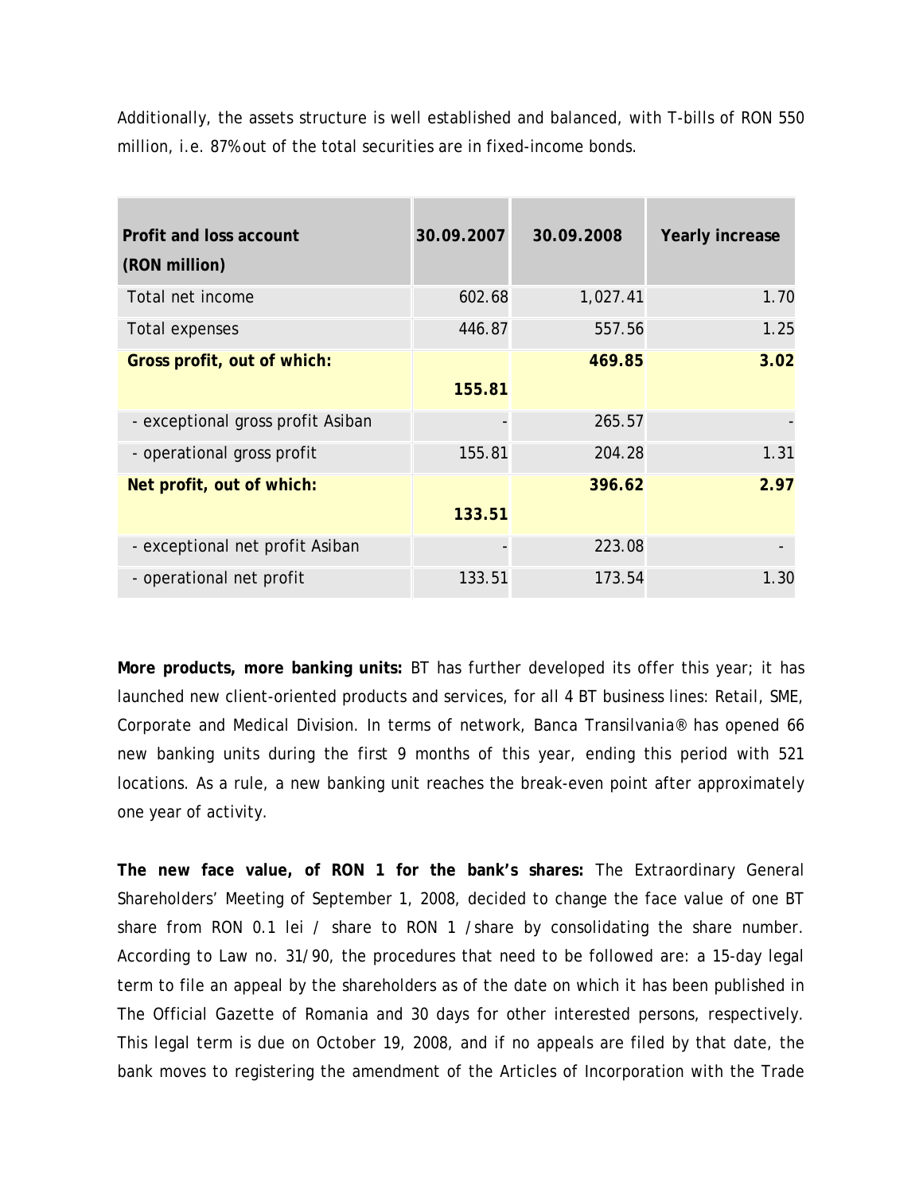Additionally, the assets structure is well established and balanced, with T-bills of RON 550 million, i.e. 87% out of the total securities are in fixed-income bonds.

| Profit and loss account (RON million) | 30.09.2007 | 30.09.2008 | Yearly increase |
|---|---|---|---|
| Total net income | 602.68 | 1,027.41 | 1.70 |
| Total expenses | 446.87 | 557.56 | 1.25 |
| **Gross profit, out of which:** | **155.81** | **469.85** | **3.02** |
| - exceptional gross profit Asiban | - | 265.57 | - |
| - operational gross profit | 155.81 | 204.28 | 1.31 |
| **Net profit, out of which:** | **133.51** | **396.62** | **2.97** |
| - exceptional net profit Asiban | - | 223.08 | - |
| - operational net profit | 133.51 | 173.54 | 1.30 |

**More products, more banking units:** BT has further developed its offer this year; it has launched new client-oriented products and services, for all 4 BT business lines: Retail, SME, Corporate and Medical Division. In terms of network, Banca Transilvania® has opened 66 new banking units during the first 9 months of this year, ending this period with 521 locations. As a rule, a new banking unit reaches the break-even point after approximately one year of activity.

**The new face value, of RON 1 for the bank's shares:** The Extraordinary General Shareholders' Meeting of September 1, 2008, decided to change the face value of one BT share from RON 0.1 lei / share to RON 1 /share by consolidating the share number. According to Law no. 31/90, the procedures that need to be followed are: a 15-day legal term to file an appeal by the shareholders as of the date on which it has been published in The Official Gazette of Romania and 30 days for other interested persons, respectively. This legal term is due on October 19, 2008, and if no appeals are filed by that date, the bank moves to registering the amendment of the Articles of Incorporation with the Trade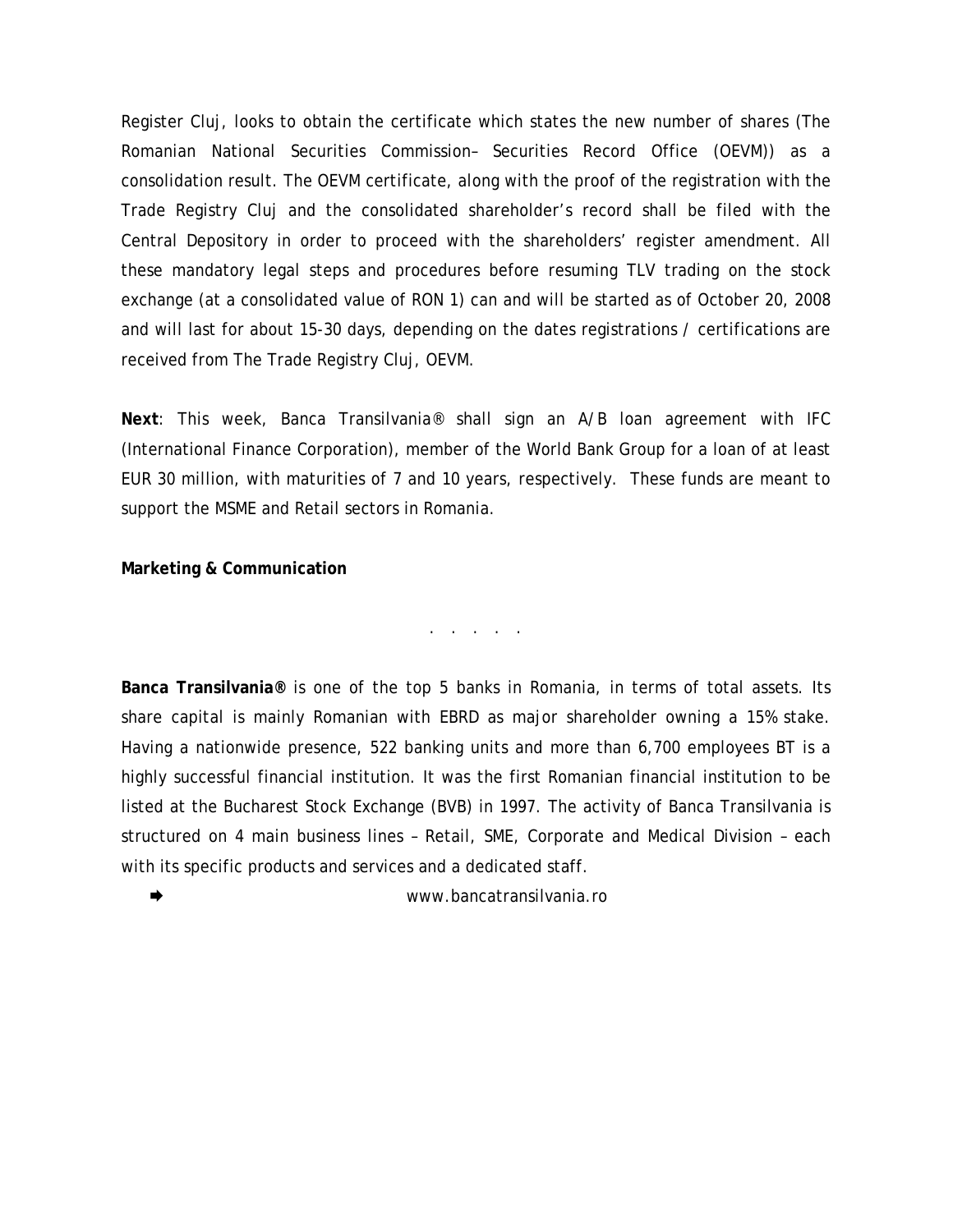Register Cluj, looks to obtain the certificate which states the new number of shares (The Romanian National Securities Commission– Securities Record Office (OEVM)) as a consolidation result. The OEVM certificate, along with the proof of the registration with the Trade Registry Cluj and the consolidated shareholder's record shall be filed with the Central Depository in order to proceed with the shareholders' register amendment. All these mandatory legal steps and procedures before resuming TLV trading on the stock exchange (at a consolidated value of RON 1) can and will be started as of October 20, 2008 and will last for about 15-30 days, depending on the dates registrations / certifications are received from The Trade Registry Cluj, OEVM.

**Next**: This week, Banca Transilvania® shall sign an A/B loan agreement with IFC (International Finance Corporation), member of the World Bank Group for a loan of at least EUR 30 million, with maturities of 7 and 10 years, respectively. These funds are meant to support the MSME and Retail sectors in Romania.

**Marketing & Communication**

. . . . .

**Banca Transilvania®** is one of the top 5 banks in Romania, in terms of total assets. Its share capital is mainly Romanian with EBRD as major shareholder owning a 15% stake. Having a nationwide presence, 522 banking units and more than 6,700 employees BT is a highly successful financial institution. It was the first Romanian financial institution to be listed at the Bucharest Stock Exchange (BVB) in 1997. The activity of Banca Transilvania is structured on 4 main business lines – Retail, SME, Corporate and Medical Division – each with its specific products and services and a dedicated staff.

➡ www.bancatransilvania.ro